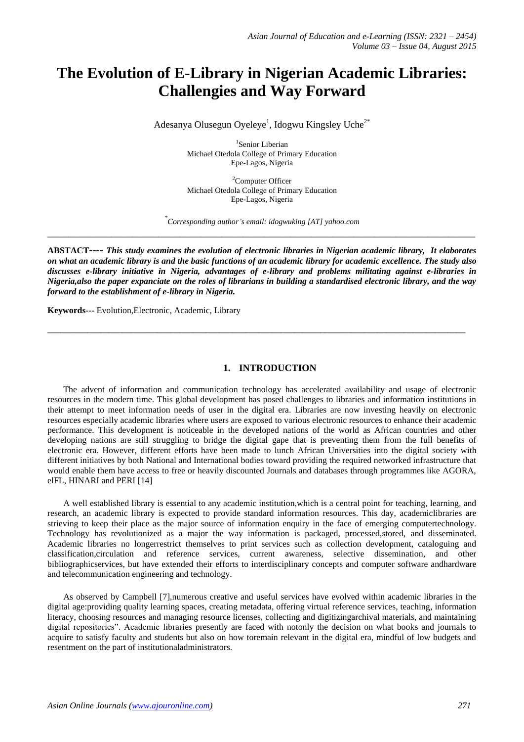# The Evolution of E-Library in Nigerian Academic Libraries: Challengies and Way Forward

Adesanya Olusegun Oyeleye[1], Idogwu Kingsley Uche[2*]

[1]Senior Liberian
Michael Otedola College of Primary Education
Epe-Lagos, Nigeria

[2]Computer Officer
Michael Otedola College of Primary Education
Epe-Lagos, Nigeria

[*]*Corresponding author's email: idogwuking [AT] yahoo.com*

---

**ABSTACT----** ***This study examines the evolution of electronic libraries in Nigerian academic library, It elaborates on what an academic library is and the basic functions of an academic library for academic excellence. The study also discusses e-library initiative in Nigeria, advantages of e-library and problems militating against e-libraries in Nigeria,also the paper expanciate on the roles of librarians in building a standardised electronic library, and the way forward to the establishment of e-library in Nigeria.***

**Keywords---** Evolution,Electronic, Academic, Library

---

## 1. INTRODUCTION

The advent of information and communication technology has accelerated availability and usage of electronic resources in the modern time. This global development has posed challenges to libraries and information institutions in their attempt to meet information needs of user in the digital era. Libraries are now investing heavily on electronic resources especially academic libraries where users are exposed to various electronic resources to enhance their academic performance. This development is noticeable in the developed nations of the world as African countries and other developing nations are still struggling to bridge the digital gape that is preventing them from the full benefits of electronic era. However, different efforts have been made to lunch African Universities into the digital society with different initiatives by both National and International bodies toward providing the required networked infrastructure that would enable them have access to free or heavily discounted Journals and databases through programmes like AGORA, eIFL, HINARI and PERI [14]

A well established library is essential to any academic institution,which is a central point for teaching, learning, and research, an academic library is expected to provide standard information resources. This day, academiclibraries are strieving to keep their place as the major source of information enquiry in the face of emerging computertechnology. Technology has revolutionized as a major the way information is packaged, processed,stored, and disseminated. Academic libraries no longerrestrict themselves to print services such as collection development, cataloguing and classification,circulation and reference services, current awareness, selective dissemination, and other bibliographicservices, but have extended their efforts to interdisciplinary concepts and computer software andhardware and telecommunication engineering and technology.

As observed by Campbell [7],numerous creative and useful services have evolved within academic libraries in the digital age:providing quality learning spaces, creating metadata, offering virtual reference services, teaching, information literacy, choosing resources and managing resource licenses, collecting and digitizingarchival materials, and maintaining digital repositories". Academic libraries presently are faced with notonly the decision on what books and journals to acquire to satisfy faculty and students but also on how toremain relevant in the digital era, mindful of low budgets and resentment on the part of institutionaladministrators.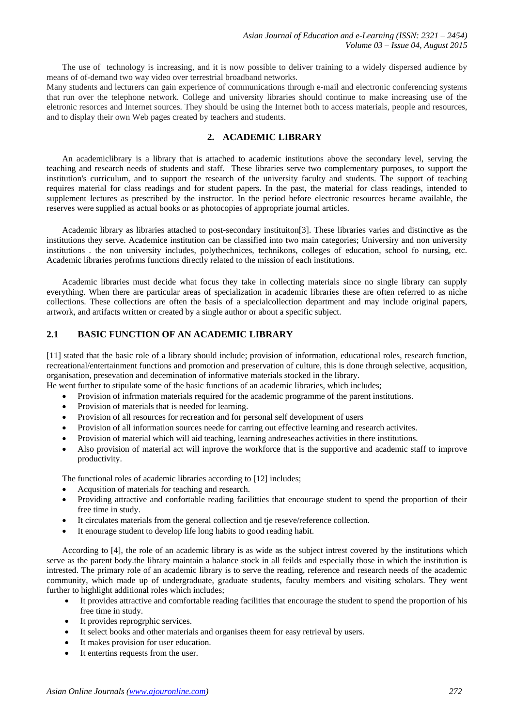The use of technology is increasing, and it is now possible to deliver training to a widely dispersed audience by means of of-demand two way video over terrestrial broadband networks.

Many students and lecturers can gain experience of communications through e-mail and electronic conferencing systems that run over the telephone network. College and university libraries should continue to make increasing use of the eletronic resorces and Internet sources. They should be using the Internet both to access materials, people and resources, and to display their own Web pages created by teachers and students.

## 2. ACADEMIC LIBRARY

An academiclibrary is a library that is attached to academic institutions above the secondary level, serving the teaching and research needs of students and staff. These libraries serve two complementary purposes, to support the institution's curriculum, and to support the research of the university faculty and students. The support of teaching requires material for class readings and for student papers. In the past, the material for class readings, intended to supplement lectures as prescribed by the instructor. In the period before electronic resources became available, the reserves were supplied as actual books or as photocopies of appropriate journal articles.

Academic library as libraries attached to post-secondary instituiton[3]. These libraries varies and distinctive as the institutions they serve. Academice institution can be classified into two main categories; Universiry and non university institutions . the non university includes, polythechnices, technikons, colleges of education, school fo nursing, etc. Academic libraries perofrms functions directly related to the mission of each institutions.

Academic libraries must decide what focus they take in collecting materials since no single library can supply everything. When there are particular areas of specialization in academic libraries these are often referred to as niche collections. These collections are often the basis of a specialcollection department and may include original papers, artwork, and artifacts written or created by a single author or about a specific subject.

### 2.1 BASIC FUNCTION OF AN ACADEMIC LIBRARY

[11] stated that the basic role of a library should include; provision of information, educational roles, research function, recreational/entertainment functions and promotion and preservation of culture, this is done through selective, acqusition, organisation, presevation and decemination of informative materials stocked in the library.

He went further to stipulate some of the basic functions of an academic libraries, which includes;

- Provision of infrmation materials required for the academic programme of the parent institutions.
- Provision of materials that is needed for learning.
- Provision of all resources for recreation and for personal self development of users
- Provision of all information sources neede for carring out effective learning and research activites.
- Provision of material which will aid teaching, learning andreseaches activities in there institutions.
- Also provision of material act will inprove the workforce that is the supportive and academic staff to improve productivity.

The functional roles of academic libraries according to [12] includes;

- Acqusition of materials for teaching and research.
- Providing attractive and confortable reading facilitties that encourage student to spend the proportion of their free time in study.
- It circulates materials from the general collection and tje reseve/reference collection.
- It enourage student to develop life long habits to good reading habit.

According to [4], the role of an academic library is as wide as the subject intrest covered by the institutions which serve as the parent body.the library maintain a balance stock in all feilds and especially those in which the institution is intrested. The primary role of an academic library is to serve the reading, reference and research needs of the academic community, which made up of undergraduate, graduate students, faculty members and visiting scholars. They went further to highlight additional roles which includes;

- It provides attractive and comfortable reading facilities that encourage the student to spend the proportion of his free time in study.
- It provides reprogrphic services.
- It select books and other materials and organises theem for easy retrieval by users.
- It makes provision for user education.
- It entertins requests from the user.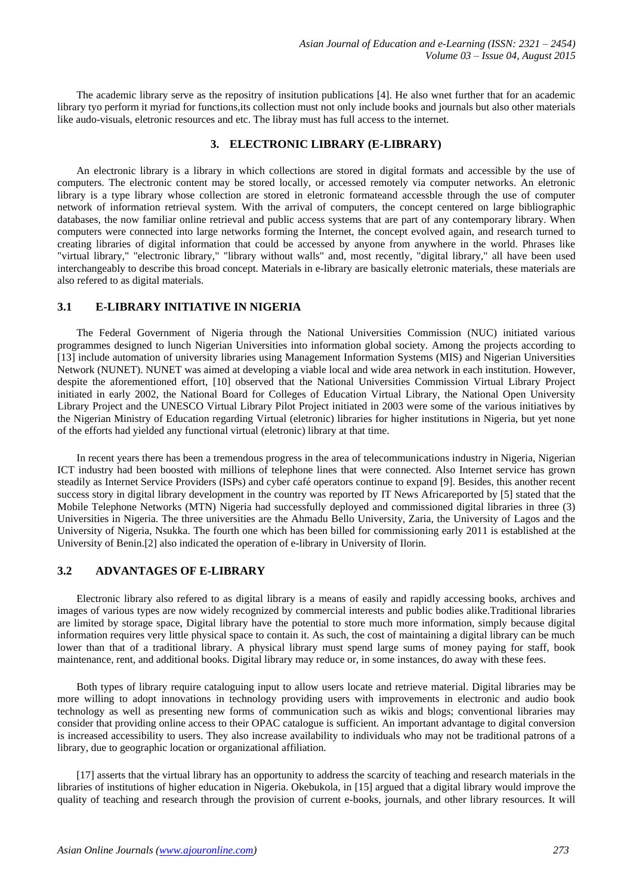The academic library serve as the repositry of insitution publications [4]. He also wnet further that for an academic library tyo perform it myriad for functions,its collection must not only include books and journals but also other materials like audo-visuals, eletronic resources and etc. The libray must has full access to the internet.

## 3. ELECTRONIC LIBRARY (E-LIBRARY)

An electronic library is a library in which collections are stored in digital formats and accessible by the use of computers. The electronic content may be stored locally, or accessed remotely via computer networks. An eletronic library is a type library whose collection are stored in eletronic formateand accessble through the use of computer network of information retrieval system. With the arrival of computers, the concept centered on large bibliographic databases, the now familiar online retrieval and public access systems that are part of any contemporary library. When computers were connected into large networks forming the Internet, the concept evolved again, and research turned to creating libraries of digital information that could be accessed by anyone from anywhere in the world. Phrases like "virtual library," "electronic library," "library without walls" and, most recently, "digital library," all have been used interchangeably to describe this broad concept. Materials in e-library are basically eletronic materials, these materials are also refered to as digital materials.

### 3.1 E-LIBRARY INITIATIVE IN NIGERIA

The Federal Government of Nigeria through the National Universities Commission (NUC) initiated various programmes designed to lunch Nigerian Universities into information global society. Among the projects according to [13] include automation of university libraries using Management Information Systems (MIS) and Nigerian Universities Network (NUNET). NUNET was aimed at developing a viable local and wide area network in each institution. However, despite the aforementioned effort, [10] observed that the National Universities Commission Virtual Library Project initiated in early 2002, the National Board for Colleges of Education Virtual Library, the National Open University Library Project and the UNESCO Virtual Library Pilot Project initiated in 2003 were some of the various initiatives by the Nigerian Ministry of Education regarding Virtual (eletronic) libraries for higher institutions in Nigeria, but yet none of the efforts had yielded any functional virtual (eletronic) library at that time.

In recent years there has been a tremendous progress in the area of telecommunications industry in Nigeria, Nigerian ICT industry had been boosted with millions of telephone lines that were connected. Also Internet service has grown steadily as Internet Service Providers (ISPs) and cyber café operators continue to expand [9]. Besides, this another recent success story in digital library development in the country was reported by IT News Africareported by [5] stated that the Mobile Telephone Networks (MTN) Nigeria had successfully deployed and commissioned digital libraries in three (3) Universities in Nigeria. The three universities are the Ahmadu Bello University, Zaria, the University of Lagos and the University of Nigeria, Nsukka. The fourth one which has been billed for commissioning early 2011 is established at the University of Benin.[2] also indicated the operation of e-library in University of Ilorin.

### 3.2 ADVANTAGES OF E-LIBRARY

Electronic library also refered to as digital library is a means of easily and rapidly accessing books, archives and images of various types are now widely recognized by commercial interests and public bodies alike.Traditional libraries are limited by storage space, Digital library have the potential to store much more information, simply because digital information requires very little physical space to contain it. As such, the cost of maintaining a digital library can be much lower than that of a traditional library. A physical library must spend large sums of money paying for staff, book maintenance, rent, and additional books. Digital library may reduce or, in some instances, do away with these fees.

Both types of library require cataloguing input to allow users locate and retrieve material. Digital libraries may be more willing to adopt innovations in technology providing users with improvements in electronic and audio book technology as well as presenting new forms of communication such as wikis and blogs; conventional libraries may consider that providing online access to their OPAC catalogue is sufficient. An important advantage to digital conversion is increased accessibility to users. They also increase availability to individuals who may not be traditional patrons of a library, due to geographic location or organizational affiliation.

[17] asserts that the virtual library has an opportunity to address the scarcity of teaching and research materials in the libraries of institutions of higher education in Nigeria. Okebukola, in [15] argued that a digital library would improve the quality of teaching and research through the provision of current e-books, journals, and other library resources. It will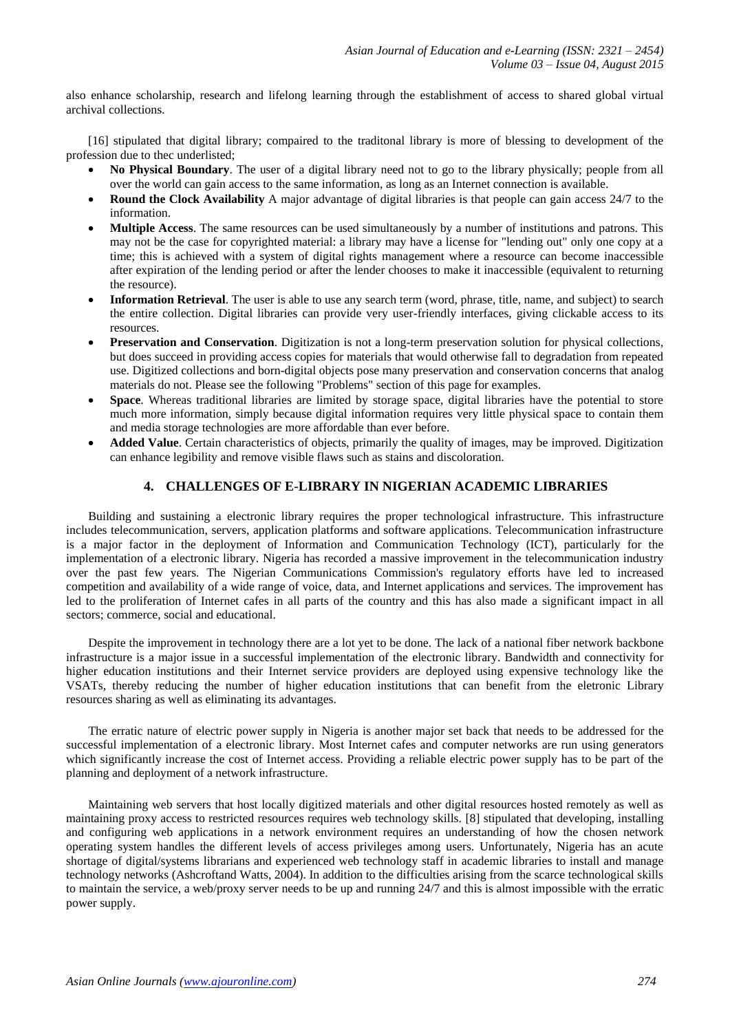also enhance scholarship, research and lifelong learning through the establishment of access to shared global virtual archival collections.

[16] stipulated that digital library; compaired to the traditonal library is more of blessing to development of the profession due to thec underlisted;

- **No Physical Boundary**. The user of a digital library need not to go to the library physically; people from all over the world can gain access to the same information, as long as an Internet connection is available.
- **Round the Clock Availability** A major advantage of digital libraries is that people can gain access 24/7 to the information.
- **Multiple Access**. The same resources can be used simultaneously by a number of institutions and patrons. This may not be the case for copyrighted material: a library may have a license for "lending out" only one copy at a time; this is achieved with a system of digital rights management where a resource can become inaccessible after expiration of the lending period or after the lender chooses to make it inaccessible (equivalent to returning the resource).
- **Information Retrieval**. The user is able to use any search term (word, phrase, title, name, and subject) to search the entire collection. Digital libraries can provide very user-friendly interfaces, giving clickable access to its resources.
- **Preservation and Conservation**. Digitization is not a long-term preservation solution for physical collections, but does succeed in providing access copies for materials that would otherwise fall to degradation from repeated use. Digitized collections and born-digital objects pose many preservation and conservation concerns that analog materials do not. Please see the following "Problems" section of this page for examples.
- **Space**. Whereas traditional libraries are limited by storage space, digital libraries have the potential to store much more information, simply because digital information requires very little physical space to contain them and media storage technologies are more affordable than ever before.
- **Added Value**. Certain characteristics of objects, primarily the quality of images, may be improved. Digitization can enhance legibility and remove visible flaws such as stains and discoloration.

## 4. CHALLENGES OF E-LIBRARY IN NIGERIAN ACADEMIC LIBRARIES

Building and sustaining a electronic library requires the proper technological infrastructure. This infrastructure includes telecommunication, servers, application platforms and software applications. Telecommunication infrastructure is a major factor in the deployment of Information and Communication Technology (ICT), particularly for the implementation of a electronic library. Nigeria has recorded a massive improvement in the telecommunication industry over the past few years. The Nigerian Communications Commission's regulatory efforts have led to increased competition and availability of a wide range of voice, data, and Internet applications and services. The improvement has led to the proliferation of Internet cafes in all parts of the country and this has also made a significant impact in all sectors; commerce, social and educational.

Despite the improvement in technology there are a lot yet to be done. The lack of a national fiber network backbone infrastructure is a major issue in a successful implementation of the electronic library. Bandwidth and connectivity for higher education institutions and their Internet service providers are deployed using expensive technology like the VSATs, thereby reducing the number of higher education institutions that can benefit from the eletronic Library resources sharing as well as eliminating its advantages.

The erratic nature of electric power supply in Nigeria is another major set back that needs to be addressed for the successful implementation of a electronic library. Most Internet cafes and computer networks are run using generators which significantly increase the cost of Internet access. Providing a reliable electric power supply has to be part of the planning and deployment of a network infrastructure.

Maintaining web servers that host locally digitized materials and other digital resources hosted remotely as well as maintaining proxy access to restricted resources requires web technology skills. [8] stipulated that developing, installing and configuring web applications in a network environment requires an understanding of how the chosen network operating system handles the different levels of access privileges among users. Unfortunately, Nigeria has an acute shortage of digital/systems librarians and experienced web technology staff in academic libraries to install and manage technology networks (Ashcroftand Watts, 2004). In addition to the difficulties arising from the scarce technological skills to maintain the service, a web/proxy server needs to be up and running 24/7 and this is almost impossible with the erratic power supply.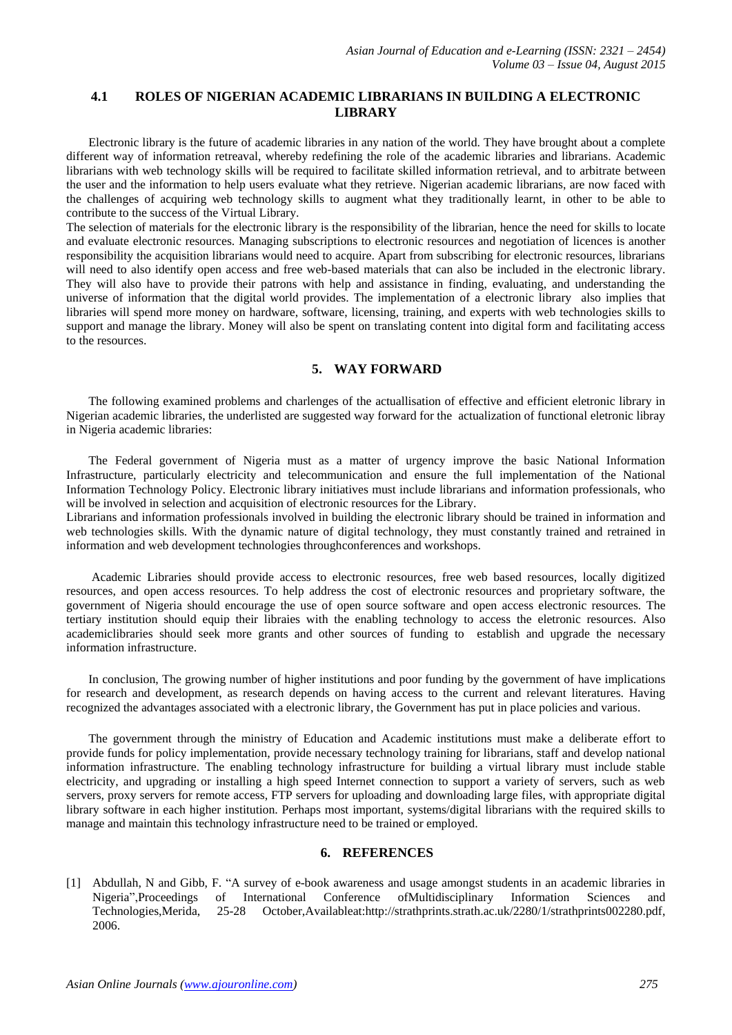## 4.1 ROLES OF NIGERIAN ACADEMIC LIBRARIANS IN BUILDING A ELECTRONIC LIBRARY

Electronic library is the future of academic libraries in any nation of the world. They have brought about a complete different way of information retreaval, whereby redefining the role of the academic libraries and librarians. Academic librarians with web technology skills will be required to facilitate skilled information retrieval, and to arbitrate between the user and the information to help users evaluate what they retrieve. Nigerian academic librarians, are now faced with the challenges of acquiring web technology skills to augment what they traditionally learnt, in other to be able to contribute to the success of the Virtual Library.

The selection of materials for the electronic library is the responsibility of the librarian, hence the need for skills to locate and evaluate electronic resources. Managing subscriptions to electronic resources and negotiation of licences is another responsibility the acquisition librarians would need to acquire. Apart from subscribing for electronic resources, librarians will need to also identify open access and free web-based materials that can also be included in the electronic library. They will also have to provide their patrons with help and assistance in finding, evaluating, and understanding the universe of information that the digital world provides. The implementation of a electronic library also implies that libraries will spend more money on hardware, software, licensing, training, and experts with web technologies skills to support and manage the library. Money will also be spent on translating content into digital form and facilitating access to the resources.

## 5. WAY FORWARD

The following examined problems and charlenges of the actuallisation of effective and efficient eletronic library in Nigerian academic libraries, the underlisted are suggested way forward for the actualization of functional eletronic libray in Nigeria academic libraries:

The Federal government of Nigeria must as a matter of urgency improve the basic National Information Infrastructure, particularly electricity and telecommunication and ensure the full implementation of the National Information Technology Policy. Electronic library initiatives must include librarians and information professionals, who will be involved in selection and acquisition of electronic resources for the Library.

Librarians and information professionals involved in building the electronic library should be trained in information and web technologies skills. With the dynamic nature of digital technology, they must constantly trained and retrained in information and web development technologies throughconferences and workshops.

Academic Libraries should provide access to electronic resources, free web based resources, locally digitized resources, and open access resources. To help address the cost of electronic resources and proprietary software, the government of Nigeria should encourage the use of open source software and open access electronic resources. The tertiary institution should equip their libraies with the enabling technology to access the eletronic resources. Also academiclibraries should seek more grants and other sources of funding to establish and upgrade the necessary information infrastructure.

In conclusion, The growing number of higher institutions and poor funding by the government of have implications for research and development, as research depends on having access to the current and relevant literatures. Having recognized the advantages associated with a electronic library, the Government has put in place policies and various.

The government through the ministry of Education and Academic institutions must make a deliberate effort to provide funds for policy implementation, provide necessary technology training for librarians, staff and develop national information infrastructure. The enabling technology infrastructure for building a virtual library must include stable electricity, and upgrading or installing a high speed Internet connection to support a variety of servers, such as web servers, proxy servers for remote access, FTP servers for uploading and downloading large files, with appropriate digital library software in each higher institution. Perhaps most important, systems/digital librarians with the required skills to manage and maintain this technology infrastructure need to be trained or employed.

## 6. REFERENCES

[1] Abdullah, N and Gibb, F. "A survey of e-book awareness and usage amongst students in an academic libraries in Nigeria",Proceedings of International Conference ofMultidisciplinary Information Sciences and Technologies,Merida, 25-28 October,Availableat:http://strathprints.strath.ac.uk/2280/1/strathprints002280.pdf, 2006.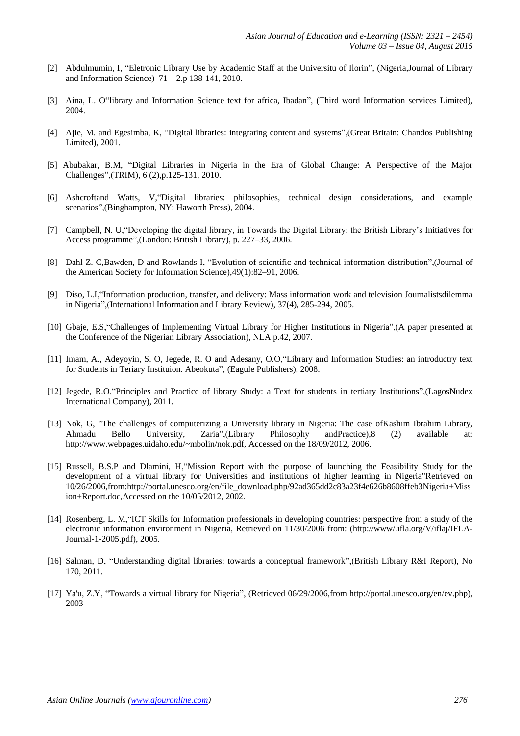[2] Abdulmumin, I, "Eletronic Library Use by Academic Staff at the Universitu of Ilorin", (Nigeria,Journal of Library and Information Science) 71 – 2.p 138-141, 2010.

[3] Aina, L. O"library and Information Science text for africa, Ibadan", (Third word Information services Limited), 2004.

[4] Ajie, M. and Egesimba, K, "Digital libraries: integrating content and systems",(Great Britain: Chandos Publishing Limited), 2001.

[5] Abubakar, B.M, "Digital Libraries in Nigeria in the Era of Global Change: A Perspective of the Major Challenges",(TRIM), 6 (2),p.125-131, 2010.

[6] Ashcroftand Watts, V,"Digital libraries: philosophies, technical design considerations, and example scenarios",(Binghampton, NY: Haworth Press), 2004.

[7] Campbell, N. U,"Developing the digital library, in Towards the Digital Library: the British Library's Initiatives for Access programme",(London: British Library), p. 227–33, 2006.

[8] Dahl Z. C,Bawden, D and Rowlands I, "Evolution of scientific and technical information distribution",(Journal of the American Society for Information Science),49(1):82–91, 2006.

[9] Diso, L.I,"Information production, transfer, and delivery: Mass information work and television Journalistsdilemma in Nigeria",(International Information and Library Review), 37(4), 285-294, 2005.

[10] Gbaje, E.S,"Challenges of Implementing Virtual Library for Higher Institutions in Nigeria",(A paper presented at the Conference of the Nigerian Library Association), NLA p.42, 2007.

[11] Imam, A., Adeyoyin, S. O, Jegede, R. O and Adesany, O.O,"Library and Information Studies: an introductry text for Students in Teriary Instituion. Abeokuta", (Eagule Publishers), 2008.

[12] Jegede, R.O,"Principles and Practice of library Study: a Text for students in tertiary Institutions",(LagosNudex International Company), 2011.

[13] Nok, G, "The challenges of computerizing a University library in Nigeria: The case ofKashim Ibrahim Library, Ahmadu Bello University, Zaria",(Library Philosophy andPractice),8 (2) available at: http://www.webpages.uidaho.edu/~mbolin/nok.pdf, Accessed on the 18/09/2012, 2006.

[15] Russell, B.S.P and Dlamini, H,"Mission Report with the purpose of launching the Feasibility Study for the development of a virtual library for Universities and institutions of higher learning in Nigeria"Retrieved on 10/26/2006,from:http://portal.unesco.org/en/file_download.php/92ad365dd2c83a23f4e626b8608ffeb3Nigeria+Mission+Report.doc,Accessed on the 10/05/2012, 2002.

[14] Rosenberg, L. M,"ICT Skills for Information professionals in developing countries: perspective from a study of the electronic information environment in Nigeria, Retrieved on 11/30/2006 from: (http://www/.ifla.org/V/iflaj/IFLA-Journal-1-2005.pdf), 2005.

[16] Salman, D, "Understanding digital libraries: towards a conceptual framework",(British Library R&I Report), No 170, 2011.

[17] Ya'u, Z.Y, "Towards a virtual library for Nigeria", (Retrieved 06/29/2006,from http://portal.unesco.org/en/ev.php), 2003